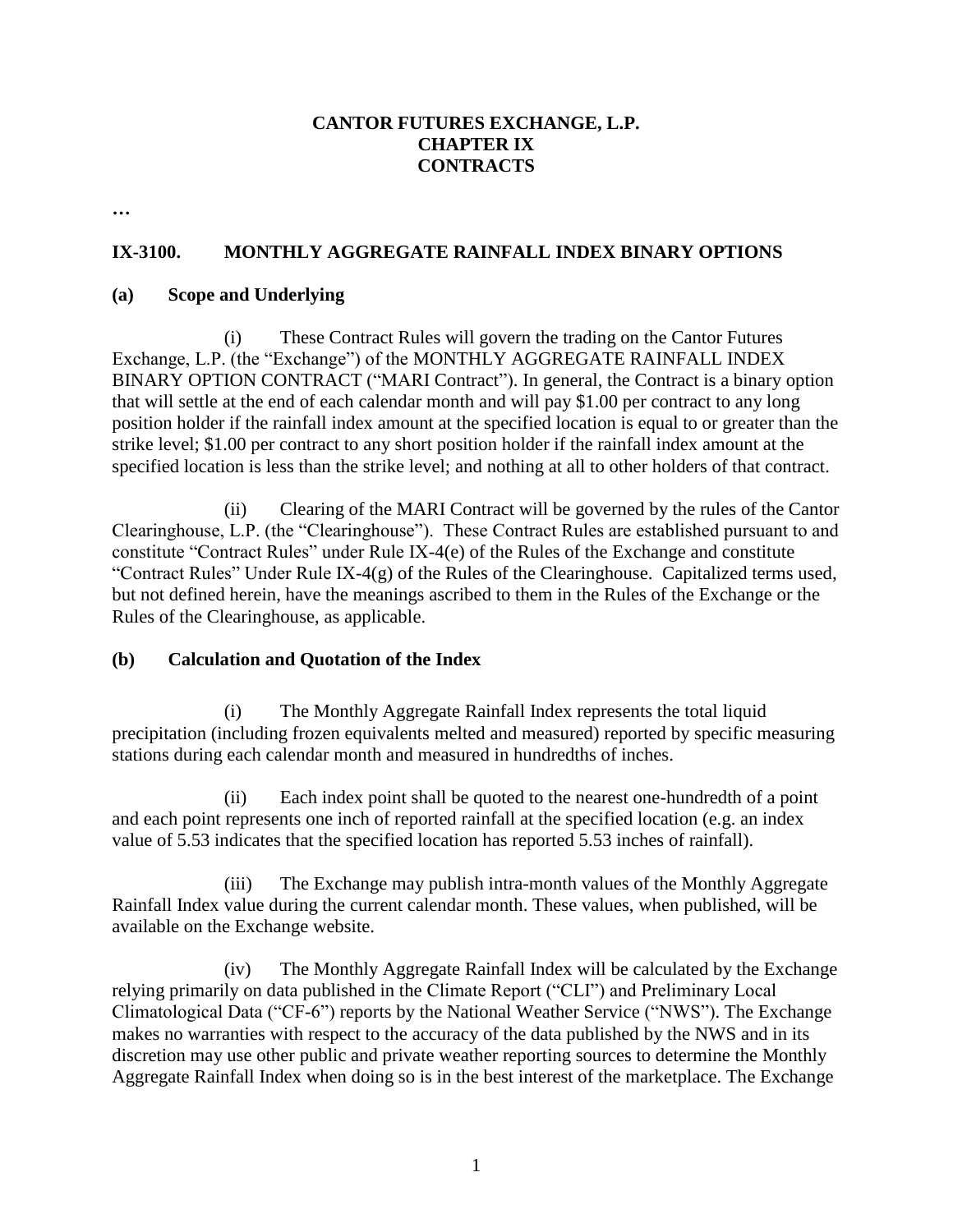**CANTOR FUTURES EXCHANGE, L.P.**
**CHAPTER IX**
**CONTRACTS**

…

## IX-3100. MONTHLY AGGREGATE RAINFALL INDEX BINARY OPTIONS

### (a) Scope and Underlying

(i) These Contract Rules will govern the trading on the Cantor Futures Exchange, L.P. (the "Exchange") of the MONTHLY AGGREGATE RAINFALL INDEX BINARY OPTION CONTRACT ("MARI Contract"). In general, the Contract is a binary option that will settle at the end of each calendar month and will pay $1.00 per contract to any long position holder if the rainfall index amount at the specified location is equal to or greater than the strike level; $1.00 per contract to any short position holder if the rainfall index amount at the specified location is less than the strike level; and nothing at all to other holders of that contract.

(ii) Clearing of the MARI Contract will be governed by the rules of the Cantor Clearinghouse, L.P. (the "Clearinghouse"). These Contract Rules are established pursuant to and constitute "Contract Rules" under Rule IX-4(e) of the Rules of the Exchange and constitute "Contract Rules" Under Rule IX-4(g) of the Rules of the Clearinghouse. Capitalized terms used, but not defined herein, have the meanings ascribed to them in the Rules of the Exchange or the Rules of the Clearinghouse, as applicable.

### (b) Calculation and Quotation of the Index

(i) The Monthly Aggregate Rainfall Index represents the total liquid precipitation (including frozen equivalents melted and measured) reported by specific measuring stations during each calendar month and measured in hundredths of inches.

(ii) Each index point shall be quoted to the nearest one-hundredth of a point and each point represents one inch of reported rainfall at the specified location (e.g. an index value of 5.53 indicates that the specified location has reported 5.53 inches of rainfall).

(iii) The Exchange may publish intra-month values of the Monthly Aggregate Rainfall Index value during the current calendar month. These values, when published, will be available on the Exchange website.

(iv) The Monthly Aggregate Rainfall Index will be calculated by the Exchange relying primarily on data published in the Climate Report ("CLI") and Preliminary Local Climatological Data ("CF-6") reports by the National Weather Service ("NWS"). The Exchange makes no warranties with respect to the accuracy of the data published by the NWS and in its discretion may use other public and private weather reporting sources to determine the Monthly Aggregate Rainfall Index when doing so is in the best interest of the marketplace. The Exchange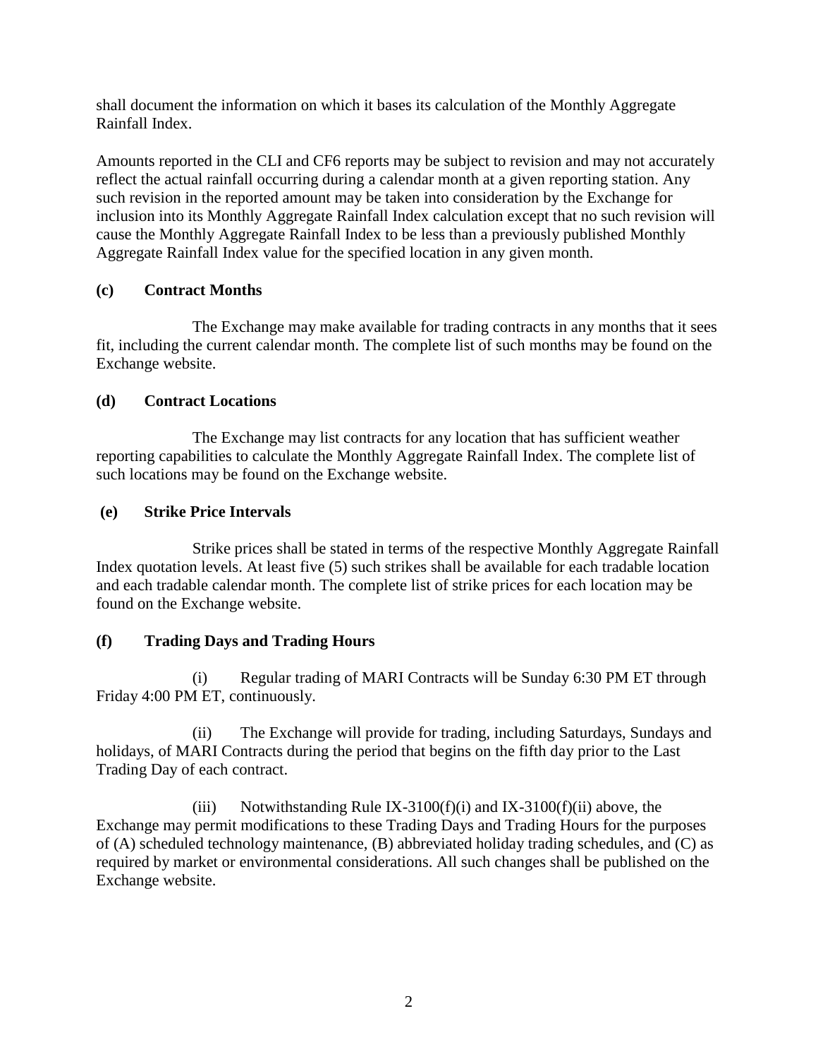shall document the information on which it bases its calculation of the Monthly Aggregate Rainfall Index.

Amounts reported in the CLI and CF6 reports may be subject to revision and may not accurately reflect the actual rainfall occurring during a calendar month at a given reporting station. Any such revision in the reported amount may be taken into consideration by the Exchange for inclusion into its Monthly Aggregate Rainfall Index calculation except that no such revision will cause the Monthly Aggregate Rainfall Index to be less than a previously published Monthly Aggregate Rainfall Index value for the specified location in any given month.

**(c) Contract Months**

The Exchange may make available for trading contracts in any months that it sees fit, including the current calendar month. The complete list of such months may be found on the Exchange website.

**(d) Contract Locations**

The Exchange may list contracts for any location that has sufficient weather reporting capabilities to calculate the Monthly Aggregate Rainfall Index. The complete list of such locations may be found on the Exchange website.

**(e) Strike Price Intervals**

Strike prices shall be stated in terms of the respective Monthly Aggregate Rainfall Index quotation levels. At least five (5) such strikes shall be available for each tradable location and each tradable calendar month. The complete list of strike prices for each location may be found on the Exchange website.

**(f) Trading Days and Trading Hours**

(i) Regular trading of MARI Contracts will be Sunday 6:30 PM ET through Friday 4:00 PM ET, continuously.

(ii) The Exchange will provide for trading, including Saturdays, Sundays and holidays, of MARI Contracts during the period that begins on the fifth day prior to the Last Trading Day of each contract.

(iii) Notwithstanding Rule IX-3100(f)(i) and IX-3100(f)(ii) above, the Exchange may permit modifications to these Trading Days and Trading Hours for the purposes of (A) scheduled technology maintenance, (B) abbreviated holiday trading schedules, and (C) as required by market or environmental considerations. All such changes shall be published on the Exchange website.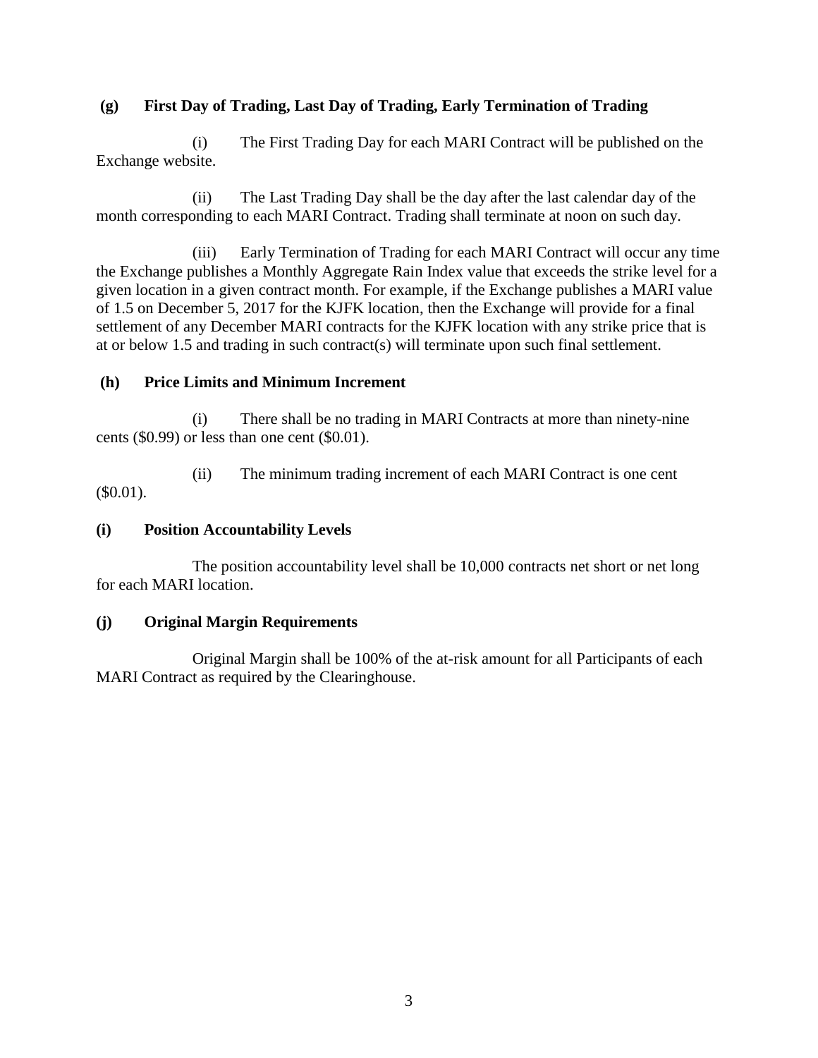**(g) First Day of Trading, Last Day of Trading, Early Termination of Trading**

(i) The First Trading Day for each MARI Contract will be published on the Exchange website.

(ii) The Last Trading Day shall be the day after the last calendar day of the month corresponding to each MARI Contract. Trading shall terminate at noon on such day.

(iii) Early Termination of Trading for each MARI Contract will occur any time the Exchange publishes a Monthly Aggregate Rain Index value that exceeds the strike level for a given location in a given contract month. For example, if the Exchange publishes a MARI value of 1.5 on December 5, 2017 for the KJFK location, then the Exchange will provide for a final settlement of any December MARI contracts for the KJFK location with any strike price that is at or below 1.5 and trading in such contract(s) will terminate upon such final settlement.

**(h) Price Limits and Minimum Increment**

(i) There shall be no trading in MARI Contracts at more than ninety-nine cents ($0.99) or less than one cent ($0.01).

(ii) The minimum trading increment of each MARI Contract is one cent ($0.01).

**(i) Position Accountability Levels**

The position accountability level shall be 10,000 contracts net short or net long for each MARI location.

**(j) Original Margin Requirements**

Original Margin shall be 100% of the at-risk amount for all Participants of each MARI Contract as required by the Clearinghouse.